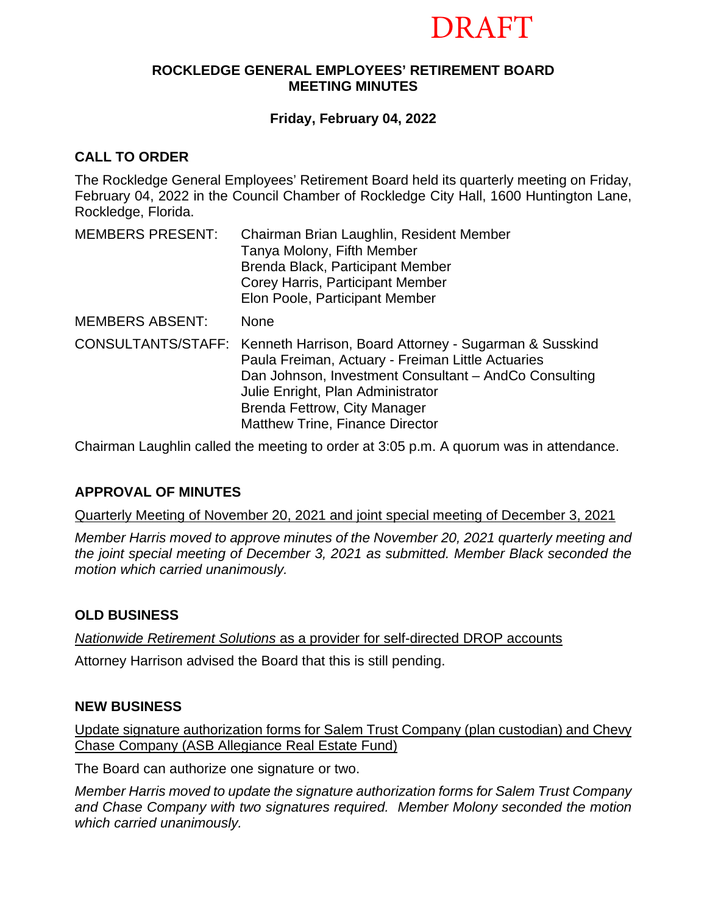DRAFT

**ROCKLEDGE GENERAL EMPLOYEES' RETIREMENT BOARD**
**MEETING MINUTES**

**Friday, February 04, 2022**

## CALL TO ORDER

The Rockledge General Employees' Retirement Board held its quarterly meeting on Friday, February 04, 2022 in the Council Chamber of Rockledge City Hall, 1600 Huntington Lane, Rockledge, Florida.

MEMBERS PRESENT: Chairman Brian Laughlin, Resident Member
Tanya Molony, Fifth Member
Brenda Black, Participant Member
Corey Harris, Participant Member
Elon Poole, Participant Member

MEMBERS ABSENT: None

CONSULTANTS/STAFF: Kenneth Harrison, Board Attorney - Sugarman & Susskind
Paula Freiman, Actuary - Freiman Little Actuaries
Dan Johnson, Investment Consultant – AndCo Consulting
Julie Enright, Plan Administrator
Brenda Fettrow, City Manager
Matthew Trine, Finance Director

Chairman Laughlin called the meeting to order at 3:05 p.m. A quorum was in attendance.

## APPROVAL OF MINUTES

Quarterly Meeting of November 20, 2021 and joint special meeting of December 3, 2021

*Member Harris moved to approve minutes of the November 20, 2021 quarterly meeting and the joint special meeting of December 3, 2021 as submitted. Member Black seconded the motion which carried unanimously.*

## OLD BUSINESS

*Nationwide Retirement Solutions* as a provider for self-directed DROP accounts

Attorney Harrison advised the Board that this is still pending.

## NEW BUSINESS

Update signature authorization forms for Salem Trust Company (plan custodian) and Chevy Chase Company (ASB Allegiance Real Estate Fund)

The Board can authorize one signature or two.

*Member Harris moved to update the signature authorization forms for Salem Trust Company and Chase Company with two signatures required. Member Molony seconded the motion which carried unanimously.*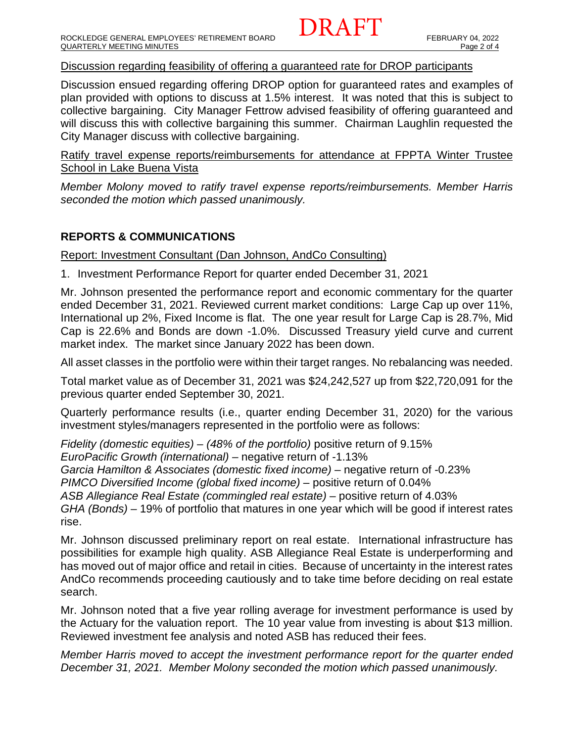DRAFT

Discussion regarding feasibility of offering a guaranteed rate for DROP participants

Discussion ensued regarding offering DROP option for guaranteed rates and examples of plan provided with options to discuss at 1.5% interest. It was noted that this is subject to collective bargaining. City Manager Fettrow advised feasibility of offering guaranteed and will discuss this with collective bargaining this summer. Chairman Laughlin requested the City Manager discuss with collective bargaining.

Ratify travel expense reports/reimbursements for attendance at FPPTA Winter Trustee School in Lake Buena Vista

*Member Molony moved to ratify travel expense reports/reimbursements. Member Harris seconded the motion which passed unanimously.*

## REPORTS & COMMUNICATIONS

Report: Investment Consultant (Dan Johnson, AndCo Consulting)

1. Investment Performance Report for quarter ended December 31, 2021

Mr. Johnson presented the performance report and economic commentary for the quarter ended December 31, 2021. Reviewed current market conditions: Large Cap up over 11%, International up 2%, Fixed Income is flat. The one year result for Large Cap is 28.7%, Mid Cap is 22.6% and Bonds are down -1.0%. Discussed Treasury yield curve and current market index. The market since January 2022 has been down.

All asset classes in the portfolio were within their target ranges. No rebalancing was needed.

Total market value as of December 31, 2021 was $24,242,527 up from $22,720,091 for the previous quarter ended September 30, 2021.

Quarterly performance results (i.e., quarter ending December 31, 2020) for the various investment styles/managers represented in the portfolio were as follows:

*Fidelity (domestic equities) – (48% of the portfolio)* positive return of 9.15%
*EuroPacific Growth (international)* – negative return of -1.13%
*Garcia Hamilton & Associates (domestic fixed income)* – negative return of -0.23%
*PIMCO Diversified Income (global fixed income)* – positive return of 0.04%
*ASB Allegiance Real Estate (commingled real estate)* – positive return of 4.03%
*GHA (Bonds)* – 19% of portfolio that matures in one year which will be good if interest rates rise.

Mr. Johnson discussed preliminary report on real estate. International infrastructure has possibilities for example high quality. ASB Allegiance Real Estate is underperforming and has moved out of major office and retail in cities. Because of uncertainty in the interest rates AndCo recommends proceeding cautiously and to take time before deciding on real estate search.

Mr. Johnson noted that a five year rolling average for investment performance is used by the Actuary for the valuation report. The 10 year value from investing is about $13 million. Reviewed investment fee analysis and noted ASB has reduced their fees.

*Member Harris moved to accept the investment performance report for the quarter ended December 31, 2021. Member Molony seconded the motion which passed unanimously.*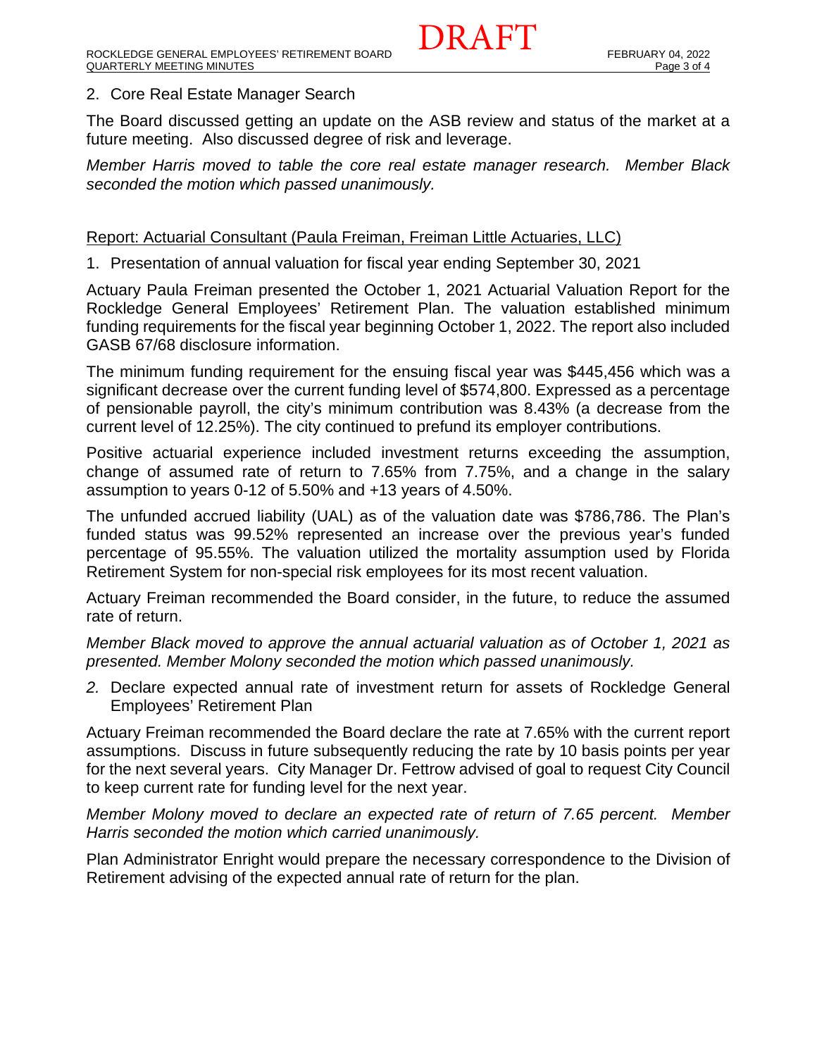2. Core Real Estate Manager Search

The Board discussed getting an update on the ASB review and status of the market at a future meeting. Also discussed degree of risk and leverage.

*Member Harris moved to table the core real estate manager research. Member Black seconded the motion which passed unanimously.*

Report: Actuarial Consultant (Paula Freiman, Freiman Little Actuaries, LLC)

1. Presentation of annual valuation for fiscal year ending September 30, 2021

Actuary Paula Freiman presented the October 1, 2021 Actuarial Valuation Report for the Rockledge General Employees' Retirement Plan. The valuation established minimum funding requirements for the fiscal year beginning October 1, 2022. The report also included GASB 67/68 disclosure information.

The minimum funding requirement for the ensuing fiscal year was $445,456 which was a significant decrease over the current funding level of $574,800. Expressed as a percentage of pensionable payroll, the city's minimum contribution was 8.43% (a decrease from the current level of 12.25%). The city continued to prefund its employer contributions.

Positive actuarial experience included investment returns exceeding the assumption, change of assumed rate of return to 7.65% from 7.75%, and a change in the salary assumption to years 0-12 of 5.50% and +13 years of 4.50%.

The unfunded accrued liability (UAL) as of the valuation date was $786,786. The Plan's funded status was 99.52% represented an increase over the previous year's funded percentage of 95.55%. The valuation utilized the mortality assumption used by Florida Retirement System for non-special risk employees for its most recent valuation.

Actuary Freiman recommended the Board consider, in the future, to reduce the assumed rate of return.

*Member Black moved to approve the annual actuarial valuation as of October 1, 2021 as presented. Member Molony seconded the motion which passed unanimously.*

2. Declare expected annual rate of investment return for assets of Rockledge General Employees' Retirement Plan

Actuary Freiman recommended the Board declare the rate at 7.65% with the current report assumptions. Discuss in future subsequently reducing the rate by 10 basis points per year for the next several years. City Manager Dr. Fettrow advised of goal to request City Council to keep current rate for funding level for the next year.

*Member Molony moved to declare an expected rate of return of 7.65 percent. Member Harris seconded the motion which carried unanimously.*

Plan Administrator Enright would prepare the necessary correspondence to the Division of Retirement advising of the expected annual rate of return for the plan.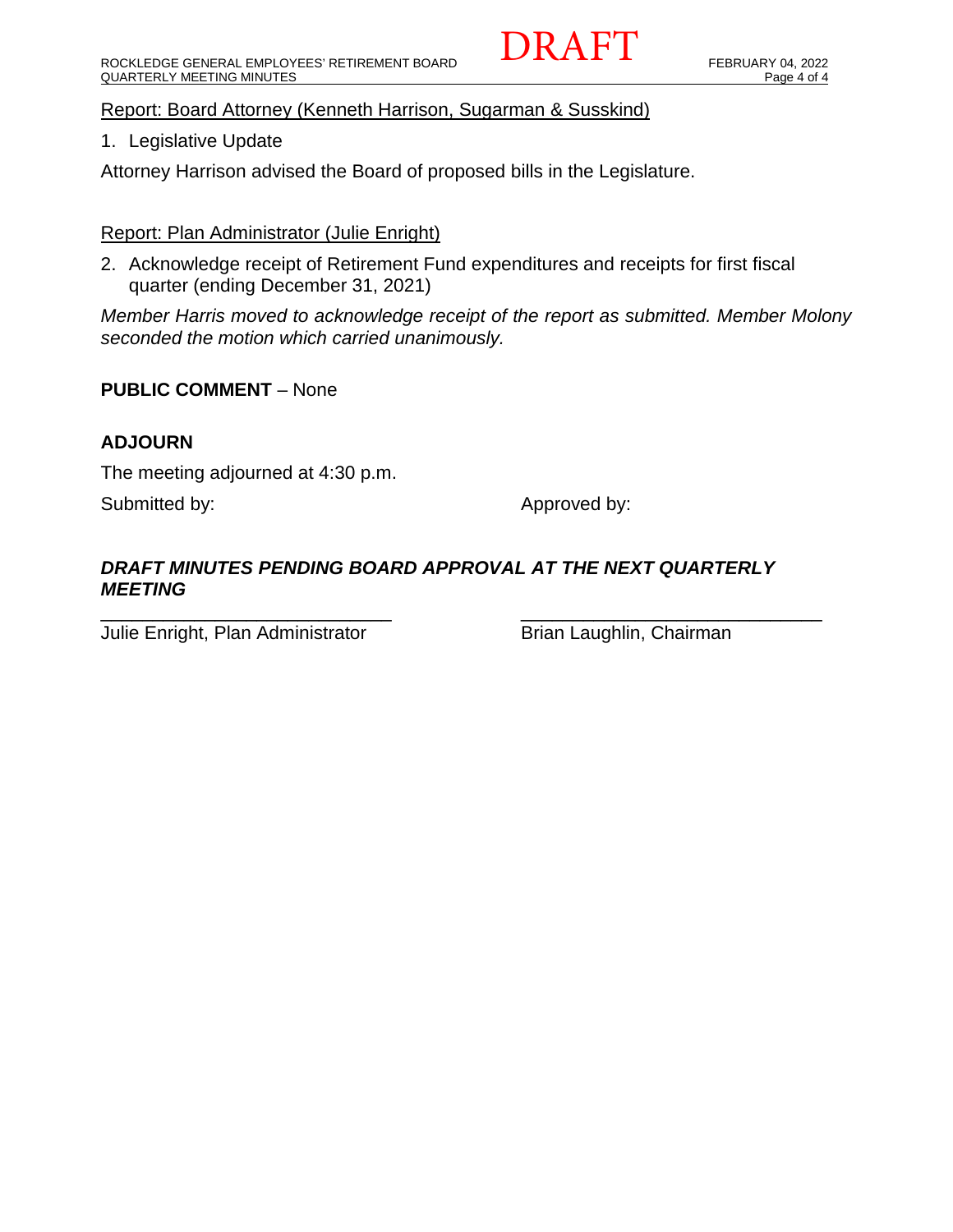Report: Board Attorney (Kenneth Harrison, Sugarman & Susskind)

1. Legislative Update

Attorney Harrison advised the Board of proposed bills in the Legislature.

Report: Plan Administrator (Julie Enright)

2. Acknowledge receipt of Retirement Fund expenditures and receipts for first fiscal quarter (ending December 31, 2021)

*Member Harris moved to acknowledge receipt of the report as submitted. Member Molony seconded the motion which carried unanimously.*

**PUBLIC COMMENT** – None

**ADJOURN**

The meeting adjourned at 4:30 p.m.

Submitted by: Approved by:

***DRAFT MINUTES PENDING BOARD APPROVAL AT THE NEXT QUARTERLY MEETING***

_____________________________ _____________________________

Julie Enright, Plan Administrator Brian Laughlin, Chairman